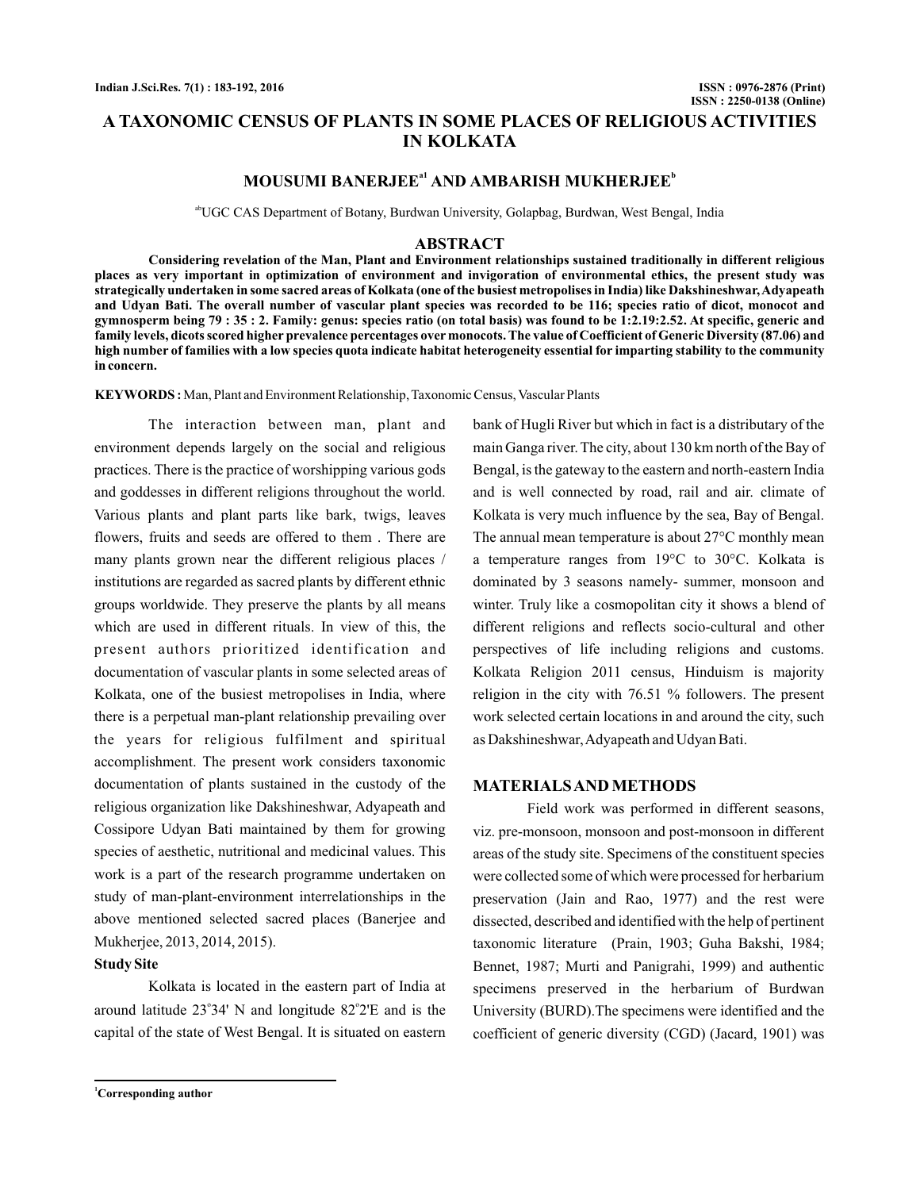ISSN : 0976-2876 (Print)
ISSN : 2250-0138 (Online)

# A TAXONOMIC CENSUS OF PLANTS IN SOME PLACES OF RELIGIOUS ACTIVITIES IN KOLKATA

**MOUSUMI BANERJEE[a1] AND AMBARISH MUKHERJEE[b]**

[ab]UGC CAS Department of Botany, Burdwan University, Golapbag, Burdwan, West Bengal, India

## ABSTRACT

**Considering revelation of the Man, Plant and Environment relationships sustained traditionally in different religious places as very important in optimization of environment and invigoration of environmental ethics, the present study was strategically undertaken in some sacred areas of Kolkata (one of the busiest metropolises in India) like Dakshineshwar, Adyapeath and Udyan Bati. The overall number of vascular plant species was recorded to be 116; species ratio of dicot, monocot and gymnosperm being 79 : 35 : 2. Family: genus: species ratio (on total basis) was found to be 1:2.19:2.52. At specific, generic and family levels, dicots scored higher prevalence percentages over monocots. The value of Coefficient of Generic Diversity (87.06) and high number of families with a low species quota indicate habitat heterogeneity essential for imparting stability to the community in concern.**

**KEYWORDS :** Man, Plant and Environment Relationship, Taxonomic Census, Vascular Plants

The interaction between man, plant and environment depends largely on the social and religious practices. There is the practice of worshipping various gods and goddesses in different religions throughout the world. Various plants and plant parts like bark, twigs, leaves flowers, fruits and seeds are offered to them . There are many plants grown near the different religious places / institutions are regarded as sacred plants by different ethnic groups worldwide. They preserve the plants by all means which are used in different rituals. In view of this, the present authors prioritized identification and documentation of vascular plants in some selected areas of Kolkata, one of the busiest metropolises in India, where there is a perpetual man-plant relationship prevailing over the years for religious fulfilment and spiritual accomplishment. The present work considers taxonomic documentation of plants sustained in the custody of the religious organization like Dakshineshwar, Adyapeath and Cossipore Udyan Bati maintained by them for growing species of aesthetic, nutritional and medicinal values. This work is a part of the research programme undertaken on study of man-plant-environment interrelationships in the above mentioned selected sacred places (Banerjee and Mukherjee, 2013, 2014, 2015).

### Study Site

Kolkata is located in the eastern part of India at around latitude 23°34' N and longitude 82°2'E and is the capital of the state of West Bengal. It is situated on eastern bank of Hugli River but which in fact is a distributary of the main Ganga river. The city, about 130 km north of the Bay of Bengal, is the gateway to the eastern and north-eastern India and is well connected by road, rail and air. climate of Kolkata is very much influence by the sea, Bay of Bengal. The annual mean temperature is about 27°C monthly mean a temperature ranges from 19°C to 30°C. Kolkata is dominated by 3 seasons namely- summer, monsoon and winter. Truly like a cosmopolitan city it shows a blend of different religions and reflects socio-cultural and other perspectives of life including religions and customs. Kolkata Religion 2011 census, Hinduism is majority religion in the city with 76.51 % followers. The present work selected certain locations in and around the city, such as Dakshineshwar, Adyapeath and Udyan Bati.

## MATERIALS AND METHODS

Field work was performed in different seasons, viz. pre-monsoon, monsoon and post-monsoon in different areas of the study site. Specimens of the constituent species were collected some of which were processed for herbarium preservation (Jain and Rao, 1977) and the rest were dissected, described and identified with the help of pertinent taxonomic literature (Prain, 1903; Guha Bakshi, 1984; Bennet, 1987; Murti and Panigrahi, 1999) and authentic specimens preserved in the herbarium of Burdwan University (BURD).The specimens were identified and the coefficient of generic diversity (CGD) (Jacard, 1901) was

[1]Corresponding author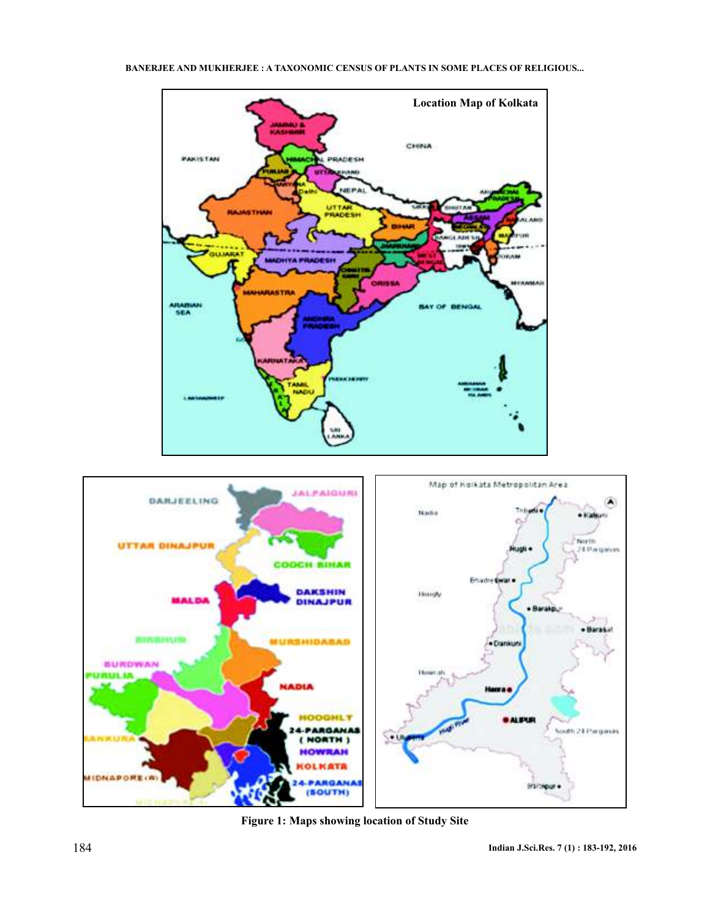Figure 1: Maps showing location of Study Site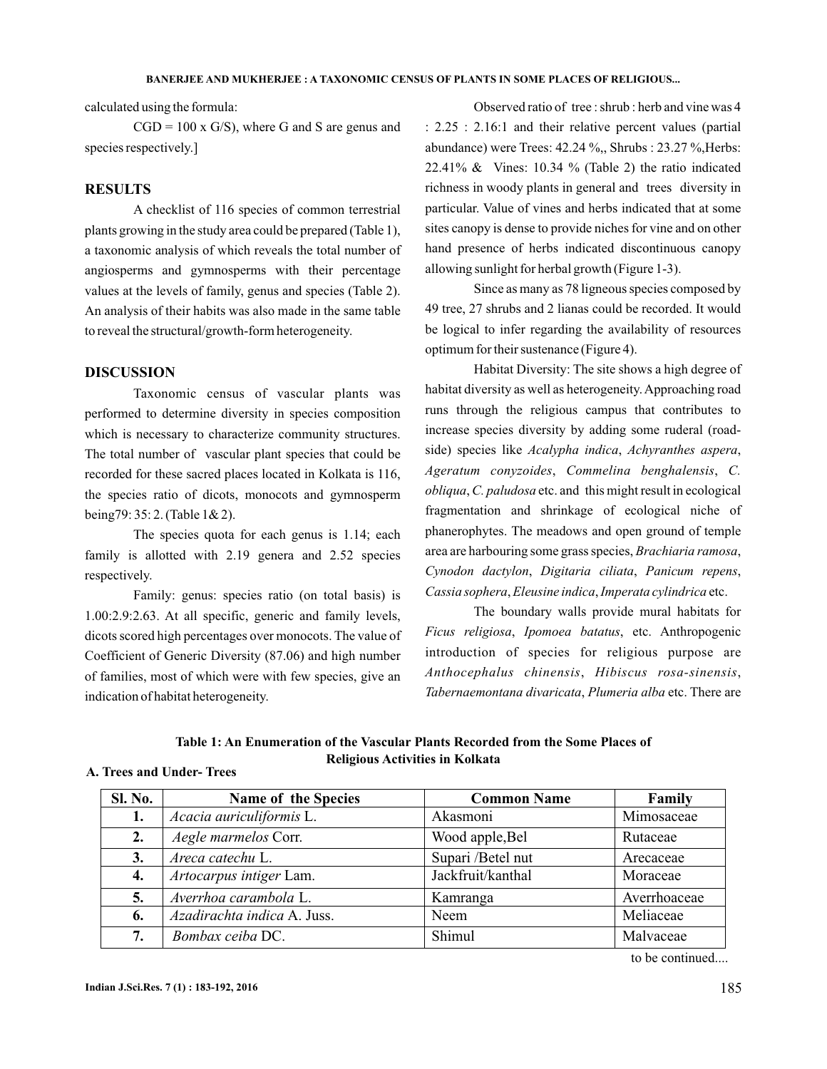calculated using the formula:

CGD = 100 x G/S), where G and S are genus and species respectively.]

## RESULTS

A checklist of 116 species of common terrestrial plants growing in the study area could be prepared (Table 1), a taxonomic analysis of which reveals the total number of angiosperms and gymnosperms with their percentage values at the levels of family, genus and species (Table 2). An analysis of their habits was also made in the same table to reveal the structural/growth-form heterogeneity.

## DISCUSSION

Taxonomic census of vascular plants was performed to determine diversity in species composition which is necessary to characterize community structures. The total number of vascular plant species that could be recorded for these sacred places located in Kolkata is 116, the species ratio of dicots, monocots and gymnosperm being79: 35: 2. (Table 1& 2).

The species quota for each genus is 1.14; each family is allotted with 2.19 genera and 2.52 species respectively.

Family: genus: species ratio (on total basis) is 1.00:2.9:2.63. At all specific, generic and family levels, dicots scored high percentages over monocots. The value of Coefficient of Generic Diversity (87.06) and high number of families, most of which were with few species, give an indication of habitat heterogeneity.

Observed ratio of tree : shrub : herb and vine was 4 : 2.25 : 2.16:1 and their relative percent values (partial abundance) were Trees: 42.24 %,, Shrubs : 23.27 %,Herbs: 22.41% & Vines: 10.34 % (Table 2) the ratio indicated richness in woody plants in general and trees diversity in particular. Value of vines and herbs indicated that at some sites canopy is dense to provide niches for vine and on other hand presence of herbs indicated discontinuous canopy allowing sunlight for herbal growth (Figure 1-3).

Since as many as 78 ligneous species composed by 49 tree, 27 shrubs and 2 lianas could be recorded. It would be logical to infer regarding the availability of resources optimum for their sustenance (Figure 4).

Habitat Diversity: The site shows a high degree of habitat diversity as well as heterogeneity. Approaching road runs through the religious campus that contributes to increase species diversity by adding some ruderal (road-side) species like *Acalypha indica*, *Achyranthes aspera*, *Ageratum conyzoides*, *Commelina benghalensis*, *C. obliqua*, *C. paludosa* etc. and this might result in ecological fragmentation and shrinkage of ecological niche of phanerophytes. The meadows and open ground of temple area are harbouring some grass species, *Brachiaria ramosa*, *Cynodon dactylon*, *Digitaria ciliata*, *Panicum repens*, *Cassia sophera*, *Eleusine indica*, *Imperata cylindrica* etc.

The boundary walls provide mural habitats for *Ficus religiosa*, *Ipomoea batatus*, etc. Anthropogenic introduction of species for religious purpose are *Anthocephalus chinensis*, *Hibiscus rosa-sinensis*, *Tabernaemontana divaricata*, *Plumeria alba* etc. There are

**Table 1: An Enumeration of the Vascular Plants Recorded from the Some Places of Religious Activities in Kolkata**

**A. Trees and Under- Trees**

| Sl. No. | Name of the Species | Common Name | Family |
|---|---|---|---|
| **1.** | *Acacia auriculiformis* L. | Akasmoni | Mimosaceae |
| **2.** | *Aegle marmelos* Corr. | Wood apple,Bel | Rutaceae |
| **3.** | *Areca catechu* L. | Supari /Betel nut | Arecaceae |
| **4.** | *Artocarpus intiger* Lam. | Jackfruit/kanthal | Moraceae |
| **5.** | *Averrhoa carambola* L. | Kamranga | Averrhoaceae |
| **6.** | *Azadirachta indica* A. Juss. | Neem | Meliaceae |
| **7.** | *Bombax ceiba* DC. | Shimul | Malvaceae |

to be continued....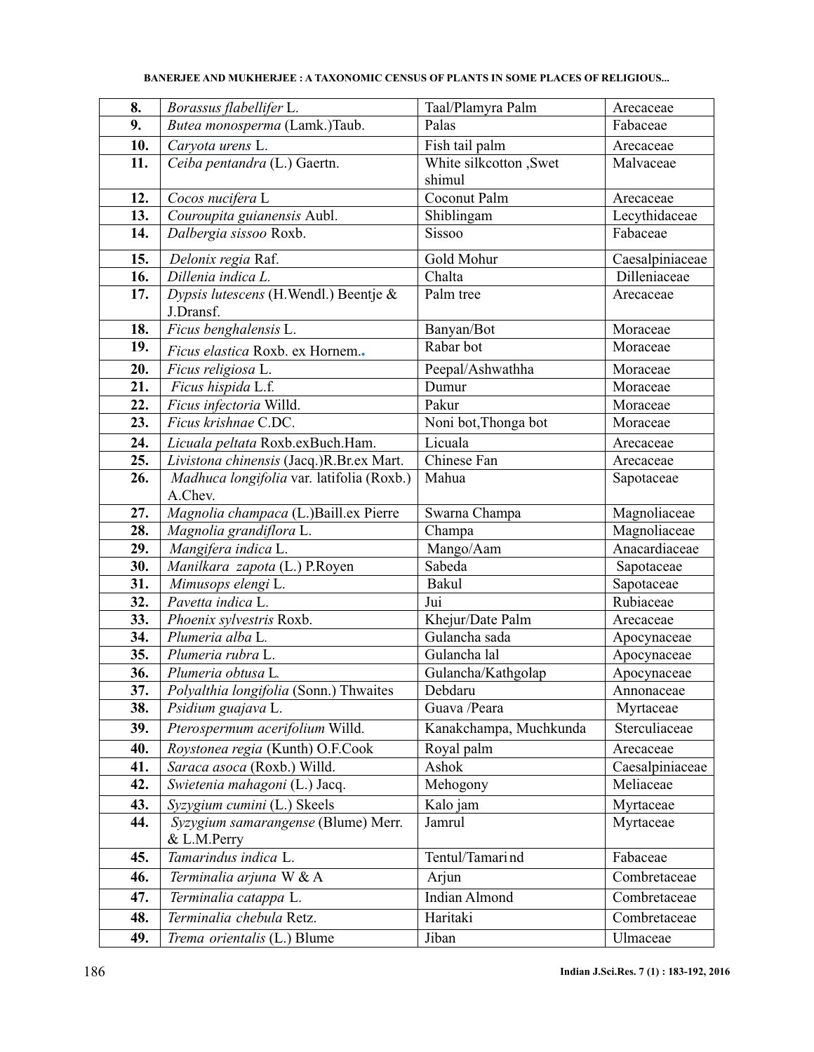| 8. | *Borassus flabellifer* L. | Taal/Plamyra Palm | Arecaceae |
|---|---|---|---|
| 9. | *Butea monosperma* (Lamk.)Taub. | Palas | Fabaceae |
| 10. | *Caryota urens* L. | Fish tail palm | Arecaceae |
| 11. | *Ceiba pentandra* (L.) Gaertn. | White silkcotton ,Swet shimul | Malvaceae |
| 12. | *Cocos nucifera* L | Coconut Palm | Arecaceae |
| 13. | *Couroupita guianensis* Aubl. | Shiblingam | Lecythidaceae |
| 14. | *Dalbergia sissoo* Roxb. | Sissoo | Fabaceae |
| 15. | *Delonix regia* Raf. | Gold Mohur | Caesalpiniaceae |
| 16. | *Dillenia indica L.* | Chalta | Dilleniaceae |
| 17. | *Dypsis lutescens* (H.Wendl.) Beentje & J.Dransf. | Palm tree | Arecaceae |
| 18. | *Ficus benghalensis* L. | Banyan/Bot | Moraceae |
| 19. | *Ficus elastica* Roxb. ex Hornem.. | Rabar bot | Moraceae |
| 20. | *Ficus religiosa* L. | Peepal/Ashwathha | Moraceae |
| 21. | *Ficus hispida* L.f. | Dumur | Moraceae |
| 22. | *Ficus infectoria* Willd. | Pakur | Moraceae |
| 23. | *Ficus krishnae* C.DC. | Noni bot,Thonga bot | Moraceae |
| 24. | *Licuala peltata* Roxb.exBuch.Ham. | Licuala | Arecaceae |
| 25. | *Livistona chinensis* (Jacq.)R.Br.ex Mart. | Chinese Fan | Arecaceae |
| 26. | *Madhuca longifolia* var. latifolia (Roxb.) A.Chev. | Mahua | Sapotaceae |
| 27. | *Magnolia champaca* (L.)Baill.ex Pierre | Swarna Champa | Magnoliaceae |
| 28. | *Magnolia grandiflora* L. | Champa | Magnoliaceae |
| 29. | *Mangifera indica* L. | Mango/Aam | Anacardiaceae |
| 30. | *Manilkara zapota* (L.) P.Royen | Sabeda | Sapotaceae |
| 31. | *Mimusops elengi* L. | Bakul | Sapotaceae |
| 32. | *Pavetta indica* L. | Jui | Rubiaceae |
| 33. | *Phoenix sylvestris* Roxb. | Khejur/Date Palm | Arecaceae |
| 34. | *Plumeria alba* L. | Gulancha sada | Apocynaceae |
| 35. | *Plumeria rubra* L. | Gulancha lal | Apocynaceae |
| 36. | *Plumeria obtusa* L. | Gulancha/Kathgolap | Apocynaceae |
| 37. | *Polyalthia longifolia* (Sonn.) Thwaites | Debdaru | Annonaceae |
| 38. | *Psidium guajava* L. | Guava /Peara | Myrtaceae |
| 39. | *Pterospermum acerifolium* Willd. | Kanakchampa, Muchkunda | Sterculiaceae |
| 40. | *Roystonea regia* (Kunth) O.F.Cook | Royal palm | Arecaceae |
| 41. | *Saraca asoca* (Roxb.) Willd. | Ashok | Caesalpiniaceae |
| 42. | *Swietenia mahagoni* (L.) Jacq. | Mehogony | Meliaceae |
| 43. | *Syzygium cumini* (L.) Skeels | Kalo jam | Myrtaceae |
| 44. | *Syzygium samarangense* (Blume) Merr. & L.M.Perry | Jamrul | Myrtaceae |
| 45. | *Tamarindus indica* L. | Tentul/Tamarind | Fabaceae |
| 46. | *Terminalia arjuna* W & A | Arjun | Combretaceae |
| 47. | *Terminalia catappa* L. | Indian Almond | Combretaceae |
| 48. | *Terminalia chebula* Retz. | Haritaki | Combretaceae |
| 49. | *Trema orientalis* (L.) Blume | Jiban | Ulmaceae |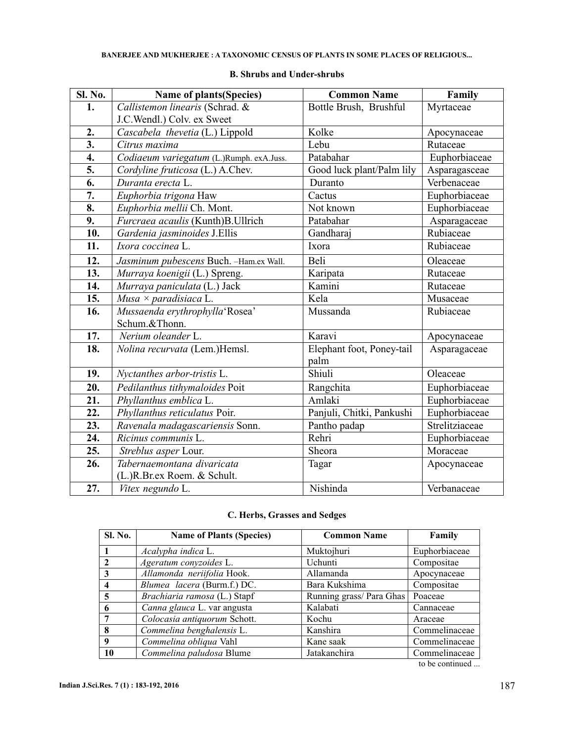### B. Shrubs and Under-shrubs

| Sl. No. | Name of plants(Species) | Common Name | Family |
|---|---|---|---|
| 1. | *Callistemon linearis* (Schrad. & J.C.Wendl.) Colv. ex Sweet | Bottle Brush, Brushful | Myrtaceae |
| 2. | *Cascabela thevetia* (L.) Lippold | Kolke | Apocynaceae |
| 3. | *Citrus maxima* | Lebu | Rutaceae |
| 4. | *Codiaeum variegatum* (L.)Rumph. exA.Juss. | Patabahar | Euphorbiaceae |
| 5. | *Cordyline fruticosa* (L.) A.Chev. | Good luck plant/Palm lily | Asparagasceae |
| 6. | *Duranta erecta* L. | Duranto | Verbenaceae |
| 7. | *Euphorbia trigona* Haw | Cactus | Euphorbiaceae |
| 8. | *Euphorbia mellii* Ch. Mont. | Not known | Euphorbiaceae |
| 9. | *Furcraea acaulis* (Kunth)B.Ullrich | Patabahar | Asparagaceae |
| 10. | *Gardenia jasminoides* J.Ellis | Gandharaj | Rubiaceae |
| 11. | *Ixora coccinea* L. | Ixora | Rubiaceae |
| 12. | *Jasminum pubescens* Buch. –Ham.ex Wall. | Beli | Oleaceae |
| 13. | *Murraya koenigii* (L.) Spreng. | Karipata | Rutaceae |
| 14. | *Murraya paniculata* (L.) Jack | Kamini | Rutaceae |
| 15. | *Musa × paradisiaca* L. | Kela | Musaceae |
| 16. | *Mussaenda erythrophylla*'Rosea' Schum.&Thonn. | Mussanda | Rubiaceae |
| 17. | *Nerium oleander* L. | Karavi | Apocynaceae |
| 18. | *Nolina recurvata* (Lem.)Hemsl. | Elephant foot, Poney-tail palm | Asparagaceae |
| 19. | *Nyctanthes arbor-tristis* L. | Shiuli | Oleaceae |
| 20. | *Pedilanthus tithymaloides* Poit | Rangchita | Euphorbiaceae |
| 21. | *Phyllanthus emblica* L. | Amlaki | Euphorbiaceae |
| 22. | *Phyllanthus reticulatus* Poir. | Panjuli, Chitki, Pankushi | Euphorbiaceae |
| 23. | *Ravenala madagascariensis* Sonn. | Pantho padap | Strelitziaceae |
| 24. | *Ricinus communis* L. | Rehri | Euphorbiaceae |
| 25. | *Streblus asper* Lour. | Sheora | Moraceae |
| 26. | *Tabernaemontana divaricata* (L.)R.Br.ex Roem. & Schult. | Tagar | Apocynaceae |
| 27. | *Vitex negundo* L. | Nishinda | Verbanaceae |

### C. Herbs, Grasses and Sedges

| Sl. No. | Name of Plants (Species) | Common Name | Family |
|---|---|---|---|
| 1 | *Acalypha indica* L. | Muktojhuri | Euphorbiaceae |
| 2 | *Ageratum conyzoides* L. | Uchunti | Compositae |
| 3 | *Allamonda neriifolia* Hook. | Allamanda | Apocynaceae |
| 4 | *Blumea lacera* (Burm.f.) DC. | Bara Kukshima | Compositae |
| 5 | *Brachiaria ramosa* (L.) Stapf | Running grass/ Para Ghas | Poaceae |
| 6 | *Canna glauca* L. var angusta | Kalabati | Cannaceae |
| 7 | *Colocasia antiquorum* Schott. | Kochu | Araceae |
| 8 | *Commelina benghalensis* L. | Kanshira | Commelinaceae |
| 9 | *Commelina obliqua* Vahl | Kane saak | Commelinaceae |
| 10 | *Commelina paludosa* Blume | Jatakanchira | Commelinaceae |

to be continued ...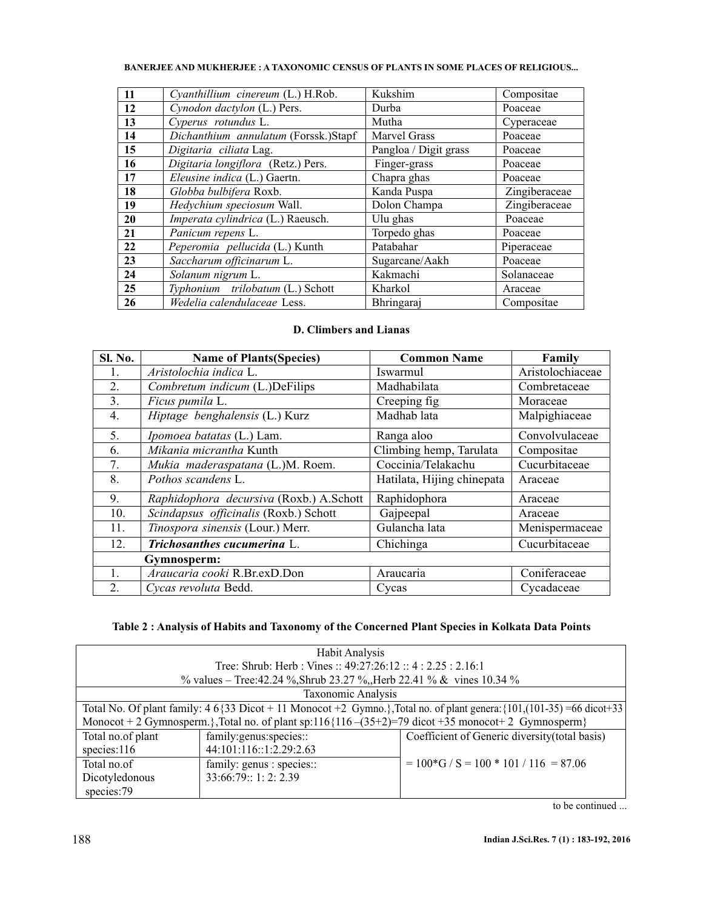| 11 | *Cyanthillium cinereum* (L.) H.Rob. | Kukshim | Compositae |
|---|---|---|---|
| 12 | *Cynodon dactylon* (L.) Pers. | Durba | Poaceae |
| 13 | *Cyperus rotundus* L. | Mutha | Cyperaceae |
| 14 | *Dichanthium annulatum* (Forssk.)Stapf | Marvel Grass | Poaceae |
| 15 | *Digitaria ciliata* Lag. | Pangloa / Digit grass | Poaceae |
| 16 | *Digitaria longiflora* (Retz.) Pers. | Finger-grass | Poaceae |
| 17 | *Eleusine indica* (L.) Gaertn. | Chapra ghas | Poaceae |
| 18 | *Globba bulbifera* Roxb. | Kanda Puspa | Zingiberaceae |
| 19 | *Hedychium speciosum* Wall. | Dolon Champa | Zingiberaceae |
| 20 | *Imperata cylindrica* (L.) Raeusch. | Ulu ghas | Poaceae |
| 21 | *Panicum repens* L. | Torpedo ghas | Poaceae |
| 22 | *Peperomia pellucida* (L.) Kunth | Patabahar | Piperaceae |
| 23 | *Saccharum officinarum* L. | Sugarcane/Aakh | Poaceae |
| 24 | *Solanum nigrum* L. | Kakmachi | Solanaceae |
| 25 | *Typhonium trilobatum* (L.) Schott | Kharkol | Araceae |
| 26 | *Wedelia calendulaceae* Less. | Bhringaraj | Compositae |

### D. Climbers and Lianas

| Sl. No. | Name of Plants(Species) | Common Name | Family |
|---|---|---|---|
| 1. | *Aristolochia indica* L. | Iswarmul | Aristolochiaceae |
| 2. | *Combretum indicum* (L.)DeFilips | Madhabilata | Combretaceae |
| 3. | *Ficus pumila* L. | Creeping fig | Moraceae |
| 4. | *Hiptage benghalensis* (L.) Kurz | Madhab lata | Malpighiaceae |
| 5. | *Ipomoea batatas* (L.) Lam. | Ranga aloo | Convolvulaceae |
| 6. | *Mikania micrantha* Kunth | Climbing hemp, Tarulata | Compositae |
| 7. | *Mukia maderaspatana* (L.)M. Roem. | Coccinia/Telakachu | Cucurbitaceae |
| 8. | *Pothos scandens* L. | Hatilata, Hijing chinepata | Araceae |
| 9. | *Raphidophora decursiva* (Roxb.) A.Schott | Raphidophora | Araceae |
| 10. | *Scindapsus officinalis* (Roxb.) Schott | Gajpeepal | Araceae |
| 11. | *Tinospora sinensis* (Lour.) Merr. | Gulancha lata | Menispermaceae |
| 12. | ***Trichosanthes cucumerina*** L. | Chichinga | Cucurbitaceae |
| | **Gymnosperm:** | | |
| 1. | *Araucaria cooki* R.Br.exD.Don | Araucaria | Coniferaceae |
| 2. | *Cycas revoluta* Bedd. | Cycas | Cycadaceae |

**Table 2 : Analysis of Habits and Taxonomy of the Concerned Plant Species in Kolkata Data Points**

| Habit Analysis<br>Tree: Shrub: Herb : Vines :: 49:27:26:12 :: 4 : 2.25 : 2.16:1<br>% values – Tree:42.24 %,Shrub 23.27 %,,Herb 22.41 % & vines 10.34 % | | |
|---|---|---|
| Taxonomic Analysis | | |
| Total No. Of plant family: 4 6{33 Dicot + 11 Monocot +2 Gymno.},Total no. of plant genera:{101,(101-35) =66 dicot+33 Monocot + 2 Gymnosperm.},Total no. of plant sp:116{116 –(35+2)=79 dicot +35 monocot+ 2 Gymnosperm} | | |
| Total no.of plant species:116 | family:genus:species:: 44:101:116::1:2.29:2.63 | Coefficient of Generic diversity(total basis)<br>= 100*G / S = 100 * 101 / 116 = 87.06 |
| Total no.of Dicotyledonous species:79 | family: genus : species:: 33:66:79:: 1: 2: 2.39 | |

to be continued ...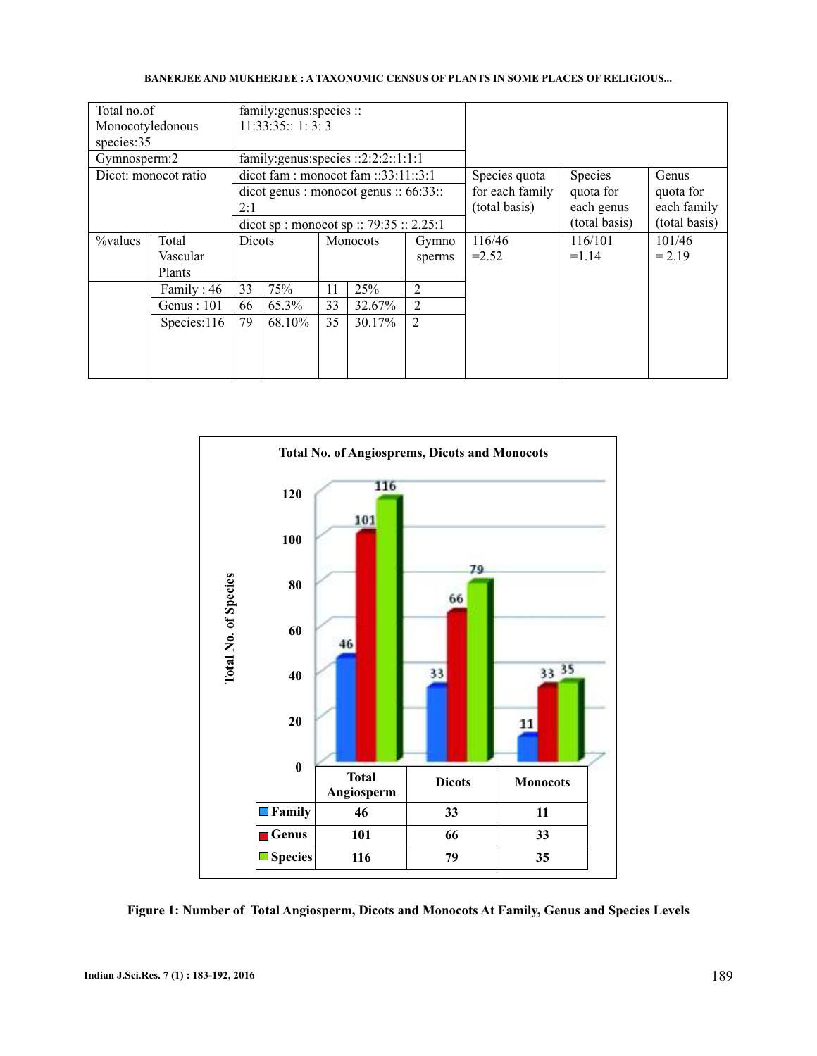| Total no.of Monocotyledonous species:35 | | family:genus:species :: 11:33:35:: 1: 3: 3 | | | | | | | |
|---|---|---|---|---|---|---|---|---|---|
| Gymnosperm:2 | | family:genus:species ::2:2:2::1:1:1 | | | | | | | |
| Dicot: monocot ratio | | dicot fam : monocot fam ::33:11::3:1 | | | | | Species quota for each family (total basis) | Species quota for each genus (total basis) | Genus quota for each family (total basis) |
| | | dicot genus : monocot genus :: 66:33:: 2:1 | | | | | | | |
| | | dicot sp : monocot sp :: 79:35 :: 2.25:1 | | | | | | | |
| %values | Total Vascular Plants | Dicots | | Monocots | | Gymno sperms | 116/46 =2.52 | 116/101 =1.14 | 101/46 = 2.19 |
| | Family : 46 | 33 | 75% | 11 | 25% | 2 | | | |
| | Genus : 101 | 66 | 65.3% | 33 | 32.67% | 2 | | | |
| | Species:116 | 79 | 68.10% | 35 | 30.17% | 2 | | | |

**Total No. of Angiosprems, Dicots and Monocots**

| | Total Angiosperm | Dicots | Monocots |
|---|---|---|---|
| Family | 46 | 33 | 11 |
| Genus | 101 | 66 | 33 |
| Species | 116 | 79 | 35 |

**Figure 1: Number of Total Angiosperm, Dicots and Monocots At Family, Genus and Species Levels**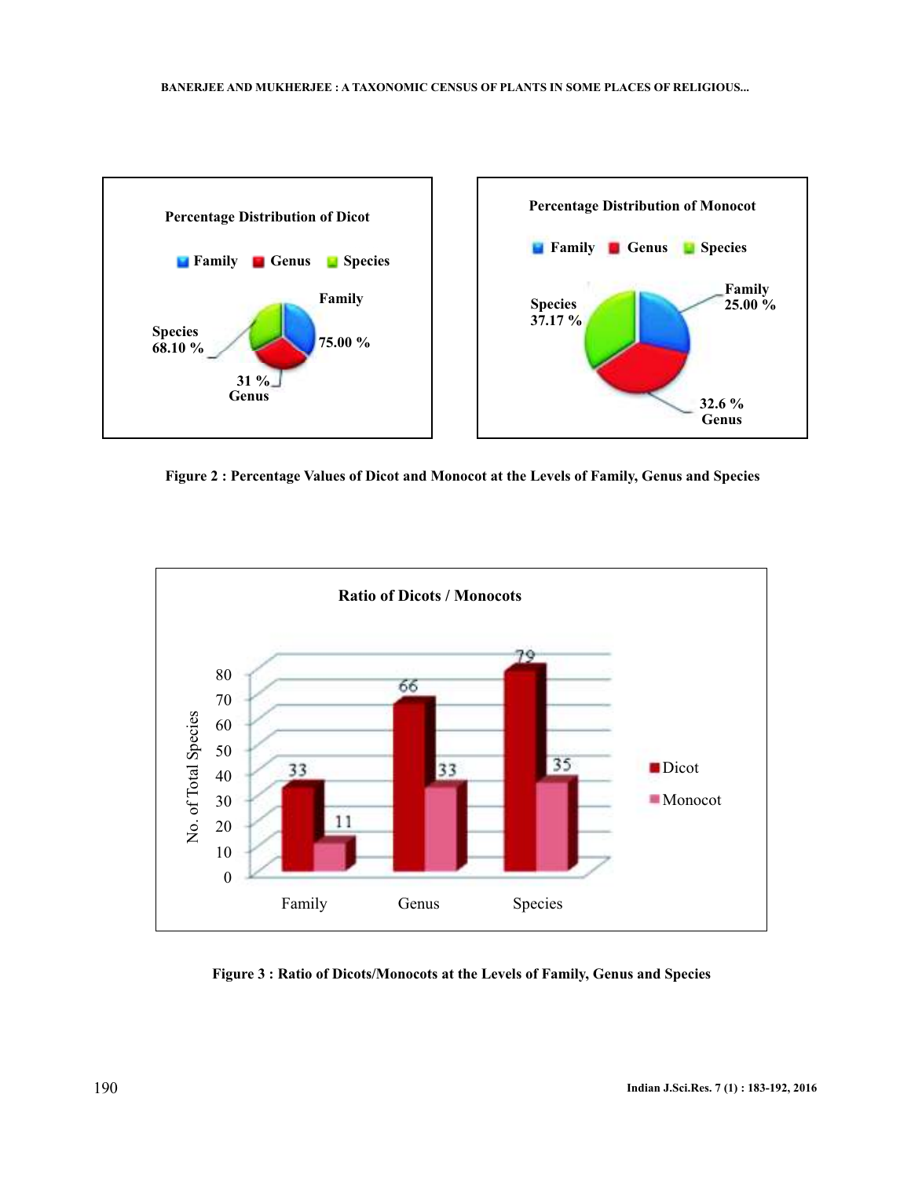Figure 2 : Percentage Values of Dicot and Monocot at the Levels of Family, Genus and Species

Figure 3 : Ratio of Dicots/Monocots at the Levels of Family, Genus and Species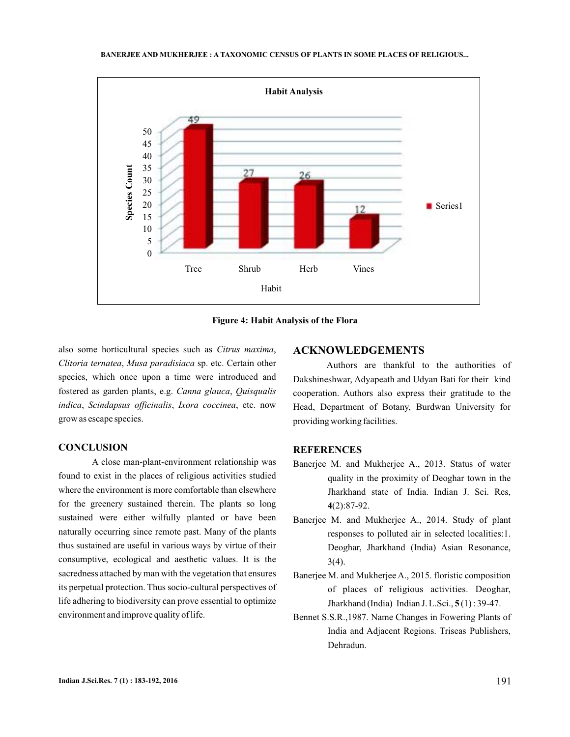Figure 4: Habit Analysis of the Flora

also some horticultural species such as *Citrus maxima*, *Clitoria ternatea*, *Musa paradisiaca* sp. etc. Certain other species, which once upon a time were introduced and fostered as garden plants, e.g. *Canna glauca*, *Quisqualis indica*, *Scindapsus officinalis*, *Ixora coccinea*, etc. now grow as escape species.

## CONCLUSION

A close man-plant-environment relationship was found to exist in the places of religious activities studied where the environment is more comfortable than elsewhere for the greenery sustained therein. The plants so long sustained were either wilfully planted or have been naturally occurring since remote past. Many of the plants thus sustained are useful in various ways by virtue of their consumptive, ecological and aesthetic values. It is the sacredness attached by man with the vegetation that ensures its perpetual protection. Thus socio-cultural perspectives of life adhering to biodiversity can prove essential to optimize environment and improve quality of life.

## ACKNOWLEDGEMENTS

Authors are thankful to the authorities of Dakshineshwar, Adyapeath and Udyan Bati for their kind cooperation. Authors also express their gratitude to the Head, Department of Botany, Burdwan University for providing working facilities.

## REFERENCES

Banerjee M. and Mukherjee A., 2013. Status of water quality in the proximity of Deoghar town in the Jharkhand state of India. Indian J. Sci. Res, **4**(2):87-92.

Banerjee M. and Mukherjee A., 2014. Study of plant responses to polluted air in selected localities:1. Deoghar, Jharkhand (India) Asian Resonance, 3(4).

Banerjee M. and Mukherjee A., 2015. floristic composition of places of religious activities. Deoghar, Jharkhand (India) Indian J. L.Sci., **5** (1) : 39-47.

Bennet S.S.R.,1987. Name Changes in Fowering Plants of India and Adjacent Regions. Triseas Publishers, Dehradun.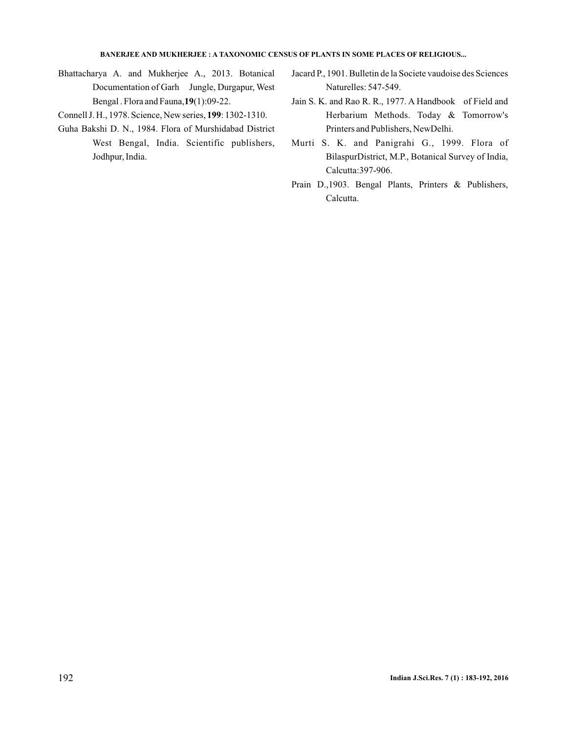Bhattacharya A. and Mukherjee A., 2013. Botanical Documentation of Garh Jungle, Durgapur, West Bengal . Flora and Fauna,**19**(1):09-22.

Connell J. H., 1978. Science, New series, **199**: 1302-1310.

Guha Bakshi D. N., 1984. Flora of Murshidabad District West Bengal, India. Scientific publishers, Jodhpur, India.

Jacard P., 1901. Bulletin de la Societe vaudoise des Sciences Naturelles: 547-549.

Jain S. K. and Rao R. R., 1977. A Handbook of Field and Herbarium Methods. Today & Tomorrow's Printers and Publishers, NewDelhi.

Murti S. K. and Panigrahi G., 1999. Flora of BilaspurDistrict, M.P., Botanical Survey of India, Calcutta:397-906.

Prain D.,1903. Bengal Plants, Printers & Publishers, Calcutta.